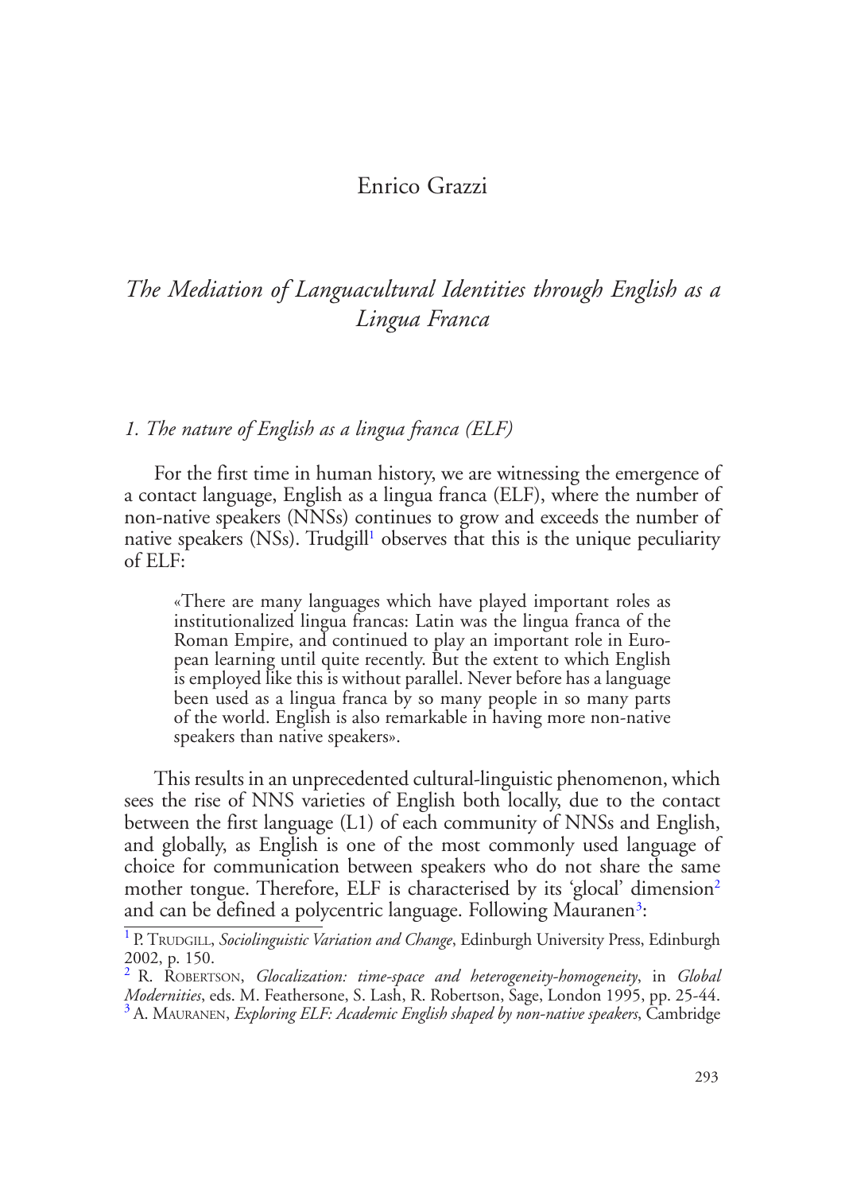Enrico Grazzi

# *The Mediation of Languacultural Identities through English as a Lingua Franca*

## *1. The nature of English as a lingua franca (ELF)*

For the first time in human history, we are witnessing the emergence of a contact language, English as a lingua franca (ELF), where the number of non-native speakers (NNSs) continues to grow and exceeds the number of native speakers (NSs). Trudgill[1] observes that this is the unique peculiarity of ELF:

> «There are many languages which have played important roles as institutionalized lingua francas: Latin was the lingua franca of the Roman Empire, and continued to play an important role in European learning until quite recently. But the extent to which English is employed like this is without parallel. Never before has a language been used as a lingua franca by so many people in so many parts of the world. English is also remarkable in having more non-native speakers than native speakers».

This results in an unprecedented cultural-linguistic phenomenon, which sees the rise of NNS varieties of English both locally, due to the contact between the first language (L1) of each community of NNSs and English, and globally, as English is one of the most commonly used language of choice for communication between speakers who do not share the same mother tongue. Therefore, ELF is characterised by its 'glocal' dimension[2] and can be defined a polycentric language. Following Mauranen[3]:

---

[1] P. Trudgill, *Sociolinguistic Variation and Change*, Edinburgh University Press, Edinburgh 2002, p. 150.

[2] R. Robertson, *Glocalization: time-space and heterogeneity-homogeneity*, in *Global Modernities*, eds. M. Feathersone, S. Lash, R. Robertson, Sage, London 1995, pp. 25-44.

[3] A. Mauranen, *Exploring ELF: Academic English shaped by non-native speakers*, Cambridge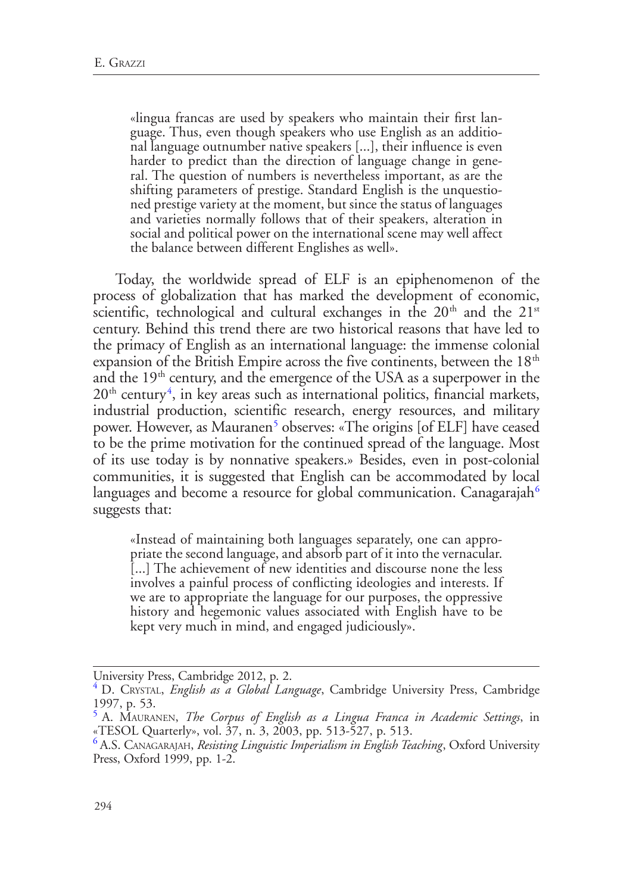> «lingua francas are used by speakers who maintain their first language. Thus, even though speakers who use English as an additional language outnumber native speakers [...], their influence is even harder to predict than the direction of language change in general. The question of numbers is nevertheless important, as are the shifting parameters of prestige. Standard English is the unquestioned prestige variety at the moment, but since the status of languages and varieties normally follows that of their speakers, alteration in social and political power on the international scene may well affect the balance between different Englishes as well».

Today, the worldwide spread of ELF is an epiphenomenon of the process of globalization that has marked the development of economic, scientific, technological and cultural exchanges in the 20th and the 21st century. Behind this trend there are two historical reasons that have led to the primacy of English as an international language: the immense colonial expansion of the British Empire across the five continents, between the 18th and the 19th century, and the emergence of the USA as a superpower in the 20th century[4], in key areas such as international politics, financial markets, industrial production, scientific research, energy resources, and military power. However, as Mauranen[5] observes: «The origins [of ELF] have ceased to be the prime motivation for the continued spread of the language. Most of its use today is by nonnative speakers.» Besides, even in post-colonial communities, it is suggested that English can be accommodated by local languages and become a resource for global communication. Canagarajah[6] suggests that:

> «Instead of maintaining both languages separately, one can appropriate the second language, and absorb part of it into the vernacular. [...] The achievement of new identities and discourse none the less involves a painful process of conflicting ideologies and interests. If we are to appropriate the language for our purposes, the oppressive history and hegemonic values associated with English have to be kept very much in mind, and engaged judiciously».

---

University Press, Cambridge 2012, p. 2.

[4] D. Crystal, *English as a Global Language*, Cambridge University Press, Cambridge 1997, p. 53.

[5] A. Mauranen, *The Corpus of English as a Lingua Franca in Academic Settings*, in «TESOL Quarterly», vol. 37, n. 3, 2003, pp. 513-527, p. 513.

[6] A.S. Canagarajah, *Resisting Linguistic Imperialism in English Teaching*, Oxford University Press, Oxford 1999, pp. 1-2.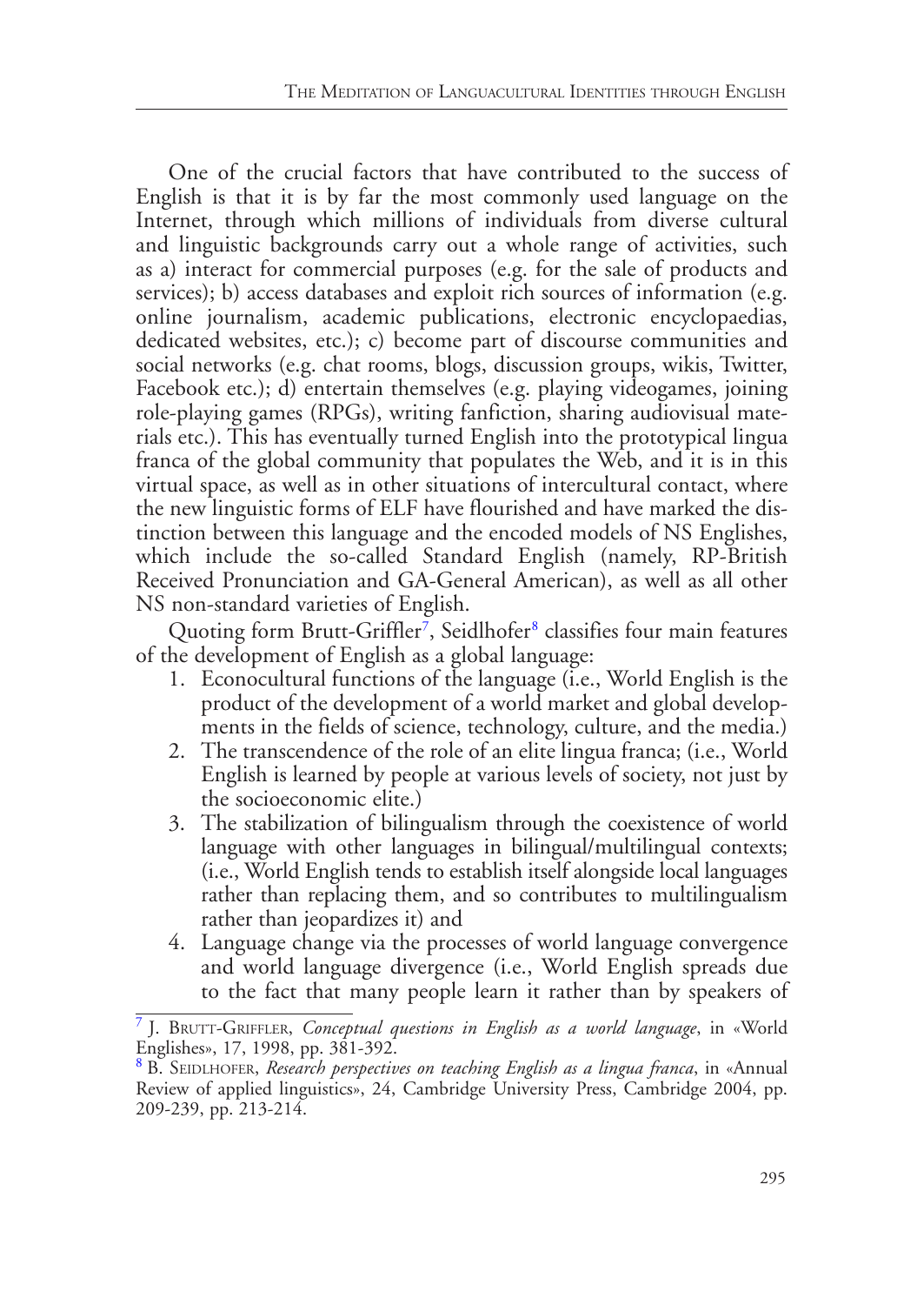One of the crucial factors that have contributed to the success of English is that it is by far the most commonly used language on the Internet, through which millions of individuals from diverse cultural and linguistic backgrounds carry out a whole range of activities, such as a) interact for commercial purposes (e.g. for the sale of products and services); b) access databases and exploit rich sources of information (e.g. online journalism, academic publications, electronic encyclopaedias, dedicated websites, etc.); c) become part of discourse communities and social networks (e.g. chat rooms, blogs, discussion groups, wikis, Twitter, Facebook etc.); d) entertain themselves (e.g. playing videogames, joining role-playing games (RPGs), writing fanfiction, sharing audiovisual materials etc.). This has eventually turned English into the prototypical lingua franca of the global community that populates the Web, and it is in this virtual space, as well as in other situations of intercultural contact, where the new linguistic forms of ELF have flourished and have marked the distinction between this language and the encoded models of NS Englishes, which include the so-called Standard English (namely, RP-British Received Pronunciation and GA-General American), as well as all other NS non-standard varieties of English.

Quoting form Brutt-Griffler[7], Seidlhofer[8] classifies four main features of the development of English as a global language:

1. Econocultural functions of the language (i.e., World English is the product of the development of a world market and global developments in the fields of science, technology, culture, and the media.)
2. The transcendence of the role of an elite lingua franca; (i.e., World English is learned by people at various levels of society, not just by the socioeconomic elite.)
3. The stabilization of bilingualism through the coexistence of world language with other languages in bilingual/multilingual contexts; (i.e., World English tends to establish itself alongside local languages rather than replacing them, and so contributes to multilingualism rather than jeopardizes it) and
4. Language change via the processes of world language convergence and world language divergence (i.e., World English spreads due to the fact that many people learn it rather than by speakers of

[7] J. Brutt-Griffler, *Conceptual questions in English as a world language*, in «World Englishes», 17, 1998, pp. 381-392.

[8] B. Seidlhofer, *Research perspectives on teaching English as a lingua franca*, in «Annual Review of applied linguistics», 24, Cambridge University Press, Cambridge 2004, pp. 209-239, pp. 213-214.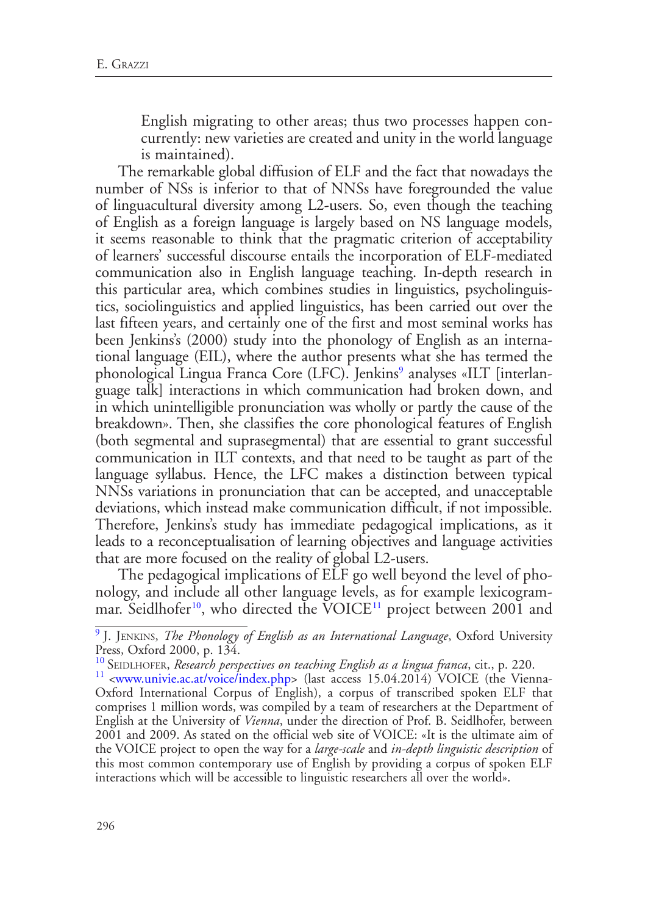English migrating to other areas; thus two processes happen concurrently: new varieties are created and unity in the world language is maintained).

The remarkable global diffusion of ELF and the fact that nowadays the number of NSs is inferior to that of NNSs have foregrounded the value of linguacultural diversity among L2-users. So, even though the teaching of English as a foreign language is largely based on NS language models, it seems reasonable to think that the pragmatic criterion of acceptability of learners' successful discourse entails the incorporation of ELF-mediated communication also in English language teaching. In-depth research in this particular area, which combines studies in linguistics, psycholinguistics, sociolinguistics and applied linguistics, has been carried out over the last fifteen years, and certainly one of the first and most seminal works has been Jenkins's (2000) study into the phonology of English as an international language (EIL), where the author presents what she has termed the phonological Lingua Franca Core (LFC). Jenkins[9] analyses «ILT [interlanguage talk] interactions in which communication had broken down, and in which unintelligible pronunciation was wholly or partly the cause of the breakdown». Then, she classifies the core phonological features of English (both segmental and suprasegmental) that are essential to grant successful communication in ILT contexts, and that need to be taught as part of the language syllabus. Hence, the LFC makes a distinction between typical NNSs variations in pronunciation that can be accepted, and unacceptable deviations, which instead make communication difficult, if not impossible. Therefore, Jenkins's study has immediate pedagogical implications, as it leads to a reconceptualisation of learning objectives and language activities that are more focused on the reality of global L2-users.

The pedagogical implications of ELF go well beyond the level of phonology, and include all other language levels, as for example lexicogrammar. Seidlhofer[10], who directed the VOICE[11] project between 2001 and

---

[9] J. Jenkins, *The Phonology of English as an International Language*, Oxford University Press, Oxford 2000, p. 134.

[10] Seidlhofer, *Research perspectives on teaching English as a lingua franca*, cit., p. 220.

[11] <www.univie.ac.at/voice/index.php> (last access 15.04.2014) VOICE (the Vienna-Oxford International Corpus of English), a corpus of transcribed spoken ELF that comprises 1 million words, was compiled by a team of researchers at the Department of English at the University of *Vienna*, under the direction of Prof. B. Seidlhofer, between 2001 and 2009. As stated on the official web site of VOICE: «It is the ultimate aim of the VOICE project to open the way for a *large-scale* and *in-depth linguistic description* of this most common contemporary use of English by providing a corpus of spoken ELF interactions which will be accessible to linguistic researchers all over the world».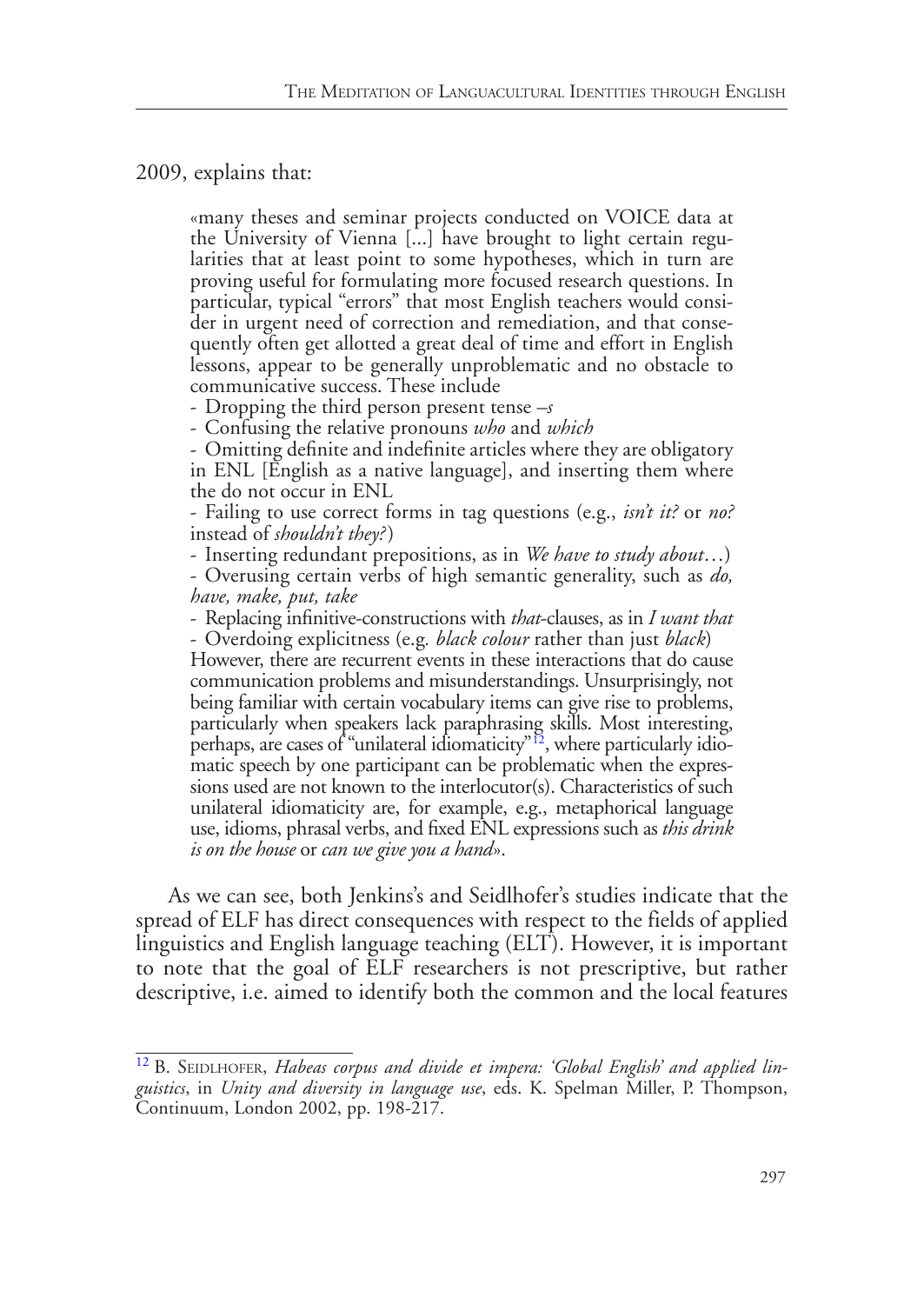2009, explains that:

> «many theses and seminar projects conducted on VOICE data at the University of Vienna [...] have brought to light certain regularities that at least point to some hypotheses, which in turn are proving useful for formulating more focused research questions. In particular, typical "errors" that most English teachers would consider in urgent need of correction and remediation, and that consequently often get allotted a great deal of time and effort in English lessons, appear to be generally unproblematic and no obstacle to communicative success. These include
> - Dropping the third person present tense *–s*
> - Confusing the relative pronouns *who* and *which*
> - Omitting definite and indefinite articles where they are obligatory in ENL [English as a native language], and inserting them where the do not occur in ENL
> - Failing to use correct forms in tag questions (e.g., *isn't it?* or *no?* instead of *shouldn't they?*)
> - Inserting redundant prepositions, as in *We have to study about*…)
> - Overusing certain verbs of high semantic generality, such as *do, have, make, put, take*
> - Replacing infinitive-constructions with *that*-clauses, as in *I want that*
> - Overdoing explicitness (e.g. *black colour* rather than just *black*)
>
> However, there are recurrent events in these interactions that do cause communication problems and misunderstandings. Unsurprisingly, not being familiar with certain vocabulary items can give rise to problems, particularly when speakers lack paraphrasing skills. Most interesting, perhaps, are cases of "unilateral idiomaticity"[12], where particularly idiomatic speech by one participant can be problematic when the expressions used are not known to the interlocutor(s). Characteristics of such unilateral idiomaticity are, for example, e.g., metaphorical language use, idioms, phrasal verbs, and fixed ENL expressions such as *this drink is on the house* or *can we give you a hand*».

As we can see, both Jenkins's and Seidlhofer's studies indicate that the spread of ELF has direct consequences with respect to the fields of applied linguistics and English language teaching (ELT). However, it is important to note that the goal of ELF researchers is not prescriptive, but rather descriptive, i.e. aimed to identify both the common and the local features

---

[12] B. Seidlhofer, *Habeas corpus and divide et impera: 'Global English' and applied linguistics*, in *Unity and diversity in language use*, eds. K. Spelman Miller, P. Thompson, Continuum, London 2002, pp. 198-217.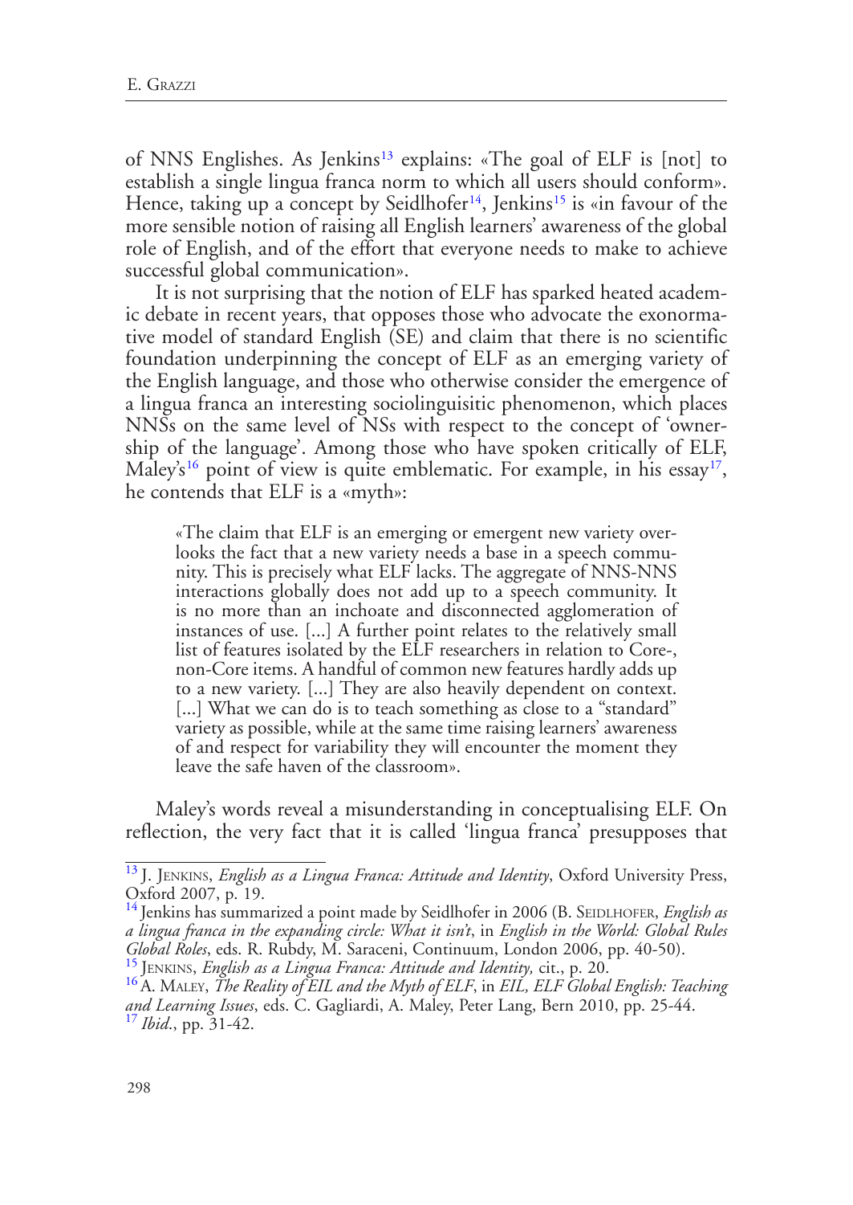of NNS Englishes. As Jenkins[13] explains: «The goal of ELF is [not] to establish a single lingua franca norm to which all users should conform». Hence, taking up a concept by Seidlhofer[14], Jenkins[15] is «in favour of the more sensible notion of raising all English learners' awareness of the global role of English, and of the effort that everyone needs to make to achieve successful global communication».

It is not surprising that the notion of ELF has sparked heated academic debate in recent years, that opposes those who advocate the exonormative model of standard English (SE) and claim that there is no scientific foundation underpinning the concept of ELF as an emerging variety of the English language, and those who otherwise consider the emergence of a lingua franca an interesting sociolinguisitic phenomenon, which places NNSs on the same level of NSs with respect to the concept of 'ownership of the language'. Among those who have spoken critically of ELF, Maley's[16] point of view is quite emblematic. For example, in his essay[17], he contends that ELF is a «myth»:

> «The claim that ELF is an emerging or emergent new variety overlooks the fact that a new variety needs a base in a speech community. This is precisely what ELF lacks. The aggregate of NNS-NNS interactions globally does not add up to a speech community. It is no more than an inchoate and disconnected agglomeration of instances of use. [...] A further point relates to the relatively small list of features isolated by the ELF researchers in relation to Core-, non-Core items. A handful of common new features hardly adds up to a new variety. [...] They are also heavily dependent on context. [...] What we can do is to teach something as close to a "standard" variety as possible, while at the same time raising learners' awareness of and respect for variability they will encounter the moment they leave the safe haven of the classroom».

Maley's words reveal a misunderstanding in conceptualising ELF. On reflection, the very fact that it is called 'lingua franca' presupposes that

---

[13] J. Jenkins, *English as a Lingua Franca: Attitude and Identity*, Oxford University Press, Oxford 2007, p. 19.

[14] Jenkins has summarized a point made by Seidlhofer in 2006 (B. Seidlhofer, *English as a lingua franca in the expanding circle: What it isn't*, in *English in the World: Global Rules Global Roles*, eds. R. Rubdy, M. Saraceni, Continuum, London 2006, pp. 40-50).

[15] Jenkins, *English as a Lingua Franca: Attitude and Identity,* cit., p. 20.

[16] A. Maley, *The Reality of EIL and the Myth of ELF*, in *EIL, ELF Global English: Teaching and Learning Issues*, eds. C. Gagliardi, A. Maley, Peter Lang, Bern 2010, pp. 25-44.

[17] *Ibid*., pp. 31-42.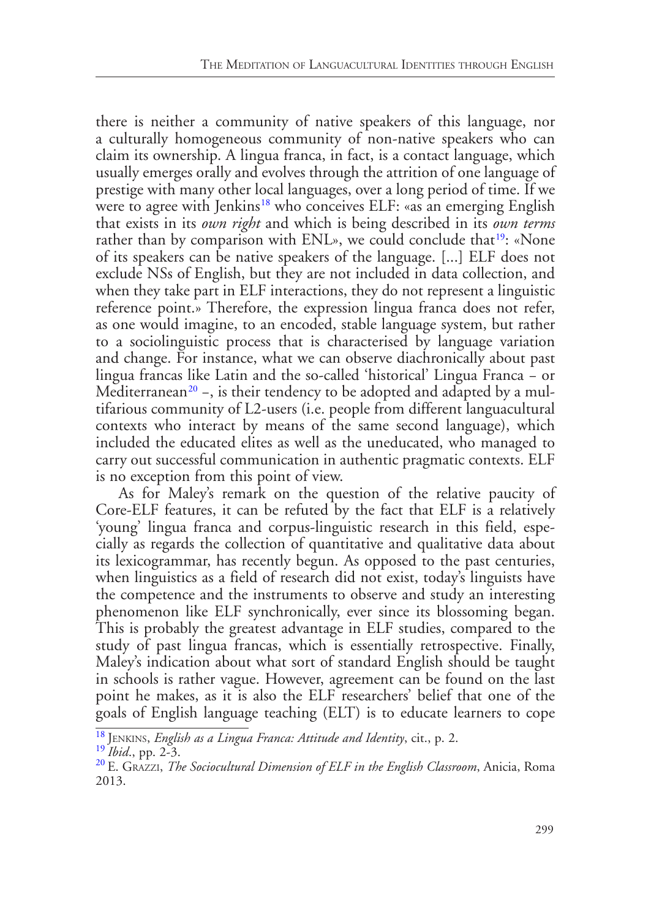there is neither a community of native speakers of this language, nor a culturally homogeneous community of non-native speakers who can claim its ownership. A lingua franca, in fact, is a contact language, which usually emerges orally and evolves through the attrition of one language of prestige with many other local languages, over a long period of time. If we were to agree with Jenkins[18] who conceives ELF: «as an emerging English that exists in its *own right* and which is being described in its *own terms* rather than by comparison with ENL», we could conclude that[19]: «None of its speakers can be native speakers of the language. [...] ELF does not exclude NSs of English, but they are not included in data collection, and when they take part in ELF interactions, they do not represent a linguistic reference point.» Therefore, the expression lingua franca does not refer, as one would imagine, to an encoded, stable language system, but rather to a sociolinguistic process that is characterised by language variation and change. For instance, what we can observe diachronically about past lingua francas like Latin and the so-called 'historical' Lingua Franca – or Mediterranean[20] –, is their tendency to be adopted and adapted by a multifarious community of L2-users (i.e. people from different languacultural contexts who interact by means of the same second language), which included the educated elites as well as the uneducated, who managed to carry out successful communication in authentic pragmatic contexts. ELF is no exception from this point of view.

As for Maley's remark on the question of the relative paucity of Core-ELF features, it can be refuted by the fact that ELF is a relatively 'young' lingua franca and corpus-linguistic research in this field, especially as regards the collection of quantitative and qualitative data about its lexicogrammar, has recently begun. As opposed to the past centuries, when linguistics as a field of research did not exist, today's linguists have the competence and the instruments to observe and study an interesting phenomenon like ELF synchronically, ever since its blossoming began. This is probably the greatest advantage in ELF studies, compared to the study of past lingua francas, which is essentially retrospective. Finally, Maley's indication about what sort of standard English should be taught in schools is rather vague. However, agreement can be found on the last point he makes, as it is also the ELF researchers' belief that one of the goals of English language teaching (ELT) is to educate learners to cope

[18] Jenkins, *English as a Lingua Franca: Attitude and Identity*, cit., p. 2.

[19] *Ibid*., pp. 2-3.

[20] E. Grazzi, *The Sociocultural Dimension of ELF in the English Classroom*, Anicia, Roma 2013.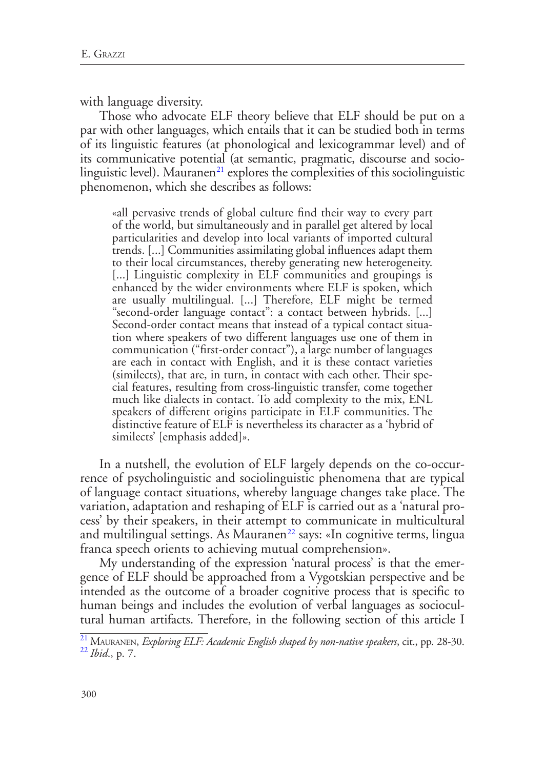with language diversity.

Those who advocate ELF theory believe that ELF should be put on a par with other languages, which entails that it can be studied both in terms of its linguistic features (at phonological and lexicogrammar level) and of its communicative potential (at semantic, pragmatic, discourse and sociolinguistic level). Mauranen[21] explores the complexities of this sociolinguistic phenomenon, which she describes as follows:

> «all pervasive trends of global culture find their way to every part of the world, but simultaneously and in parallel get altered by local particularities and develop into local variants of imported cultural trends. [...] Communities assimilating global influences adapt them to their local circumstances, thereby generating new heterogeneity. [...] Linguistic complexity in ELF communities and groupings is enhanced by the wider environments where ELF is spoken, which are usually multilingual. [...] Therefore, ELF might be termed "second-order language contact": a contact between hybrids. [...] Second-order contact means that instead of a typical contact situation where speakers of two different languages use one of them in communication ("first-order contact"), a large number of languages are each in contact with English, and it is these contact varieties (similects), that are, in turn, in contact with each other. Their special features, resulting from cross-linguistic transfer, come together much like dialects in contact. To add complexity to the mix, ENL speakers of different origins participate in ELF communities. The distinctive feature of ELF is nevertheless its character as a 'hybrid of similects' [emphasis added]».

In a nutshell, the evolution of ELF largely depends on the co-occurrence of psycholinguistic and sociolinguistic phenomena that are typical of language contact situations, whereby language changes take place. The variation, adaptation and reshaping of ELF is carried out as a 'natural process' by their speakers, in their attempt to communicate in multicultural and multilingual settings. As Mauranen[22] says: «In cognitive terms, lingua franca speech orients to achieving mutual comprehension».

My understanding of the expression 'natural process' is that the emergence of ELF should be approached from a Vygotskian perspective and be intended as the outcome of a broader cognitive process that is specific to human beings and includes the evolution of verbal languages as sociocultural human artifacts. Therefore, in the following section of this article I

---

[21] Mauranen, *Exploring ELF: Academic English shaped by non-native speakers*, cit., pp. 28-30.

[22] *Ibid*., p. 7.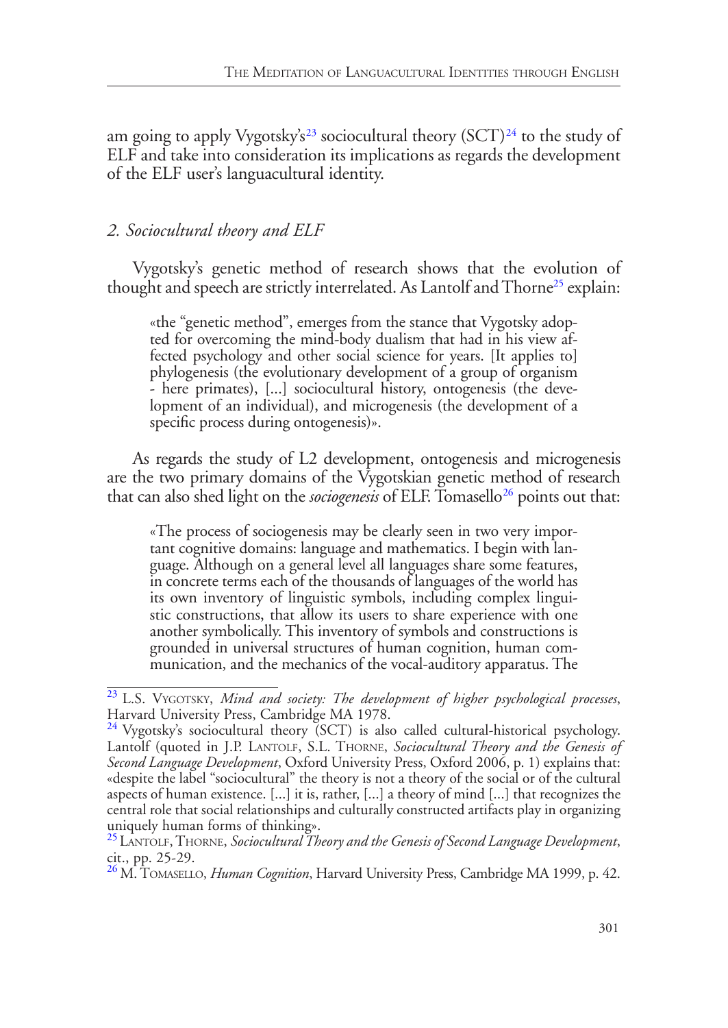am going to apply Vygotsky's[23] sociocultural theory (SCT)[24] to the study of ELF and take into consideration its implications as regards the development of the ELF user's languacultural identity.

## *2. Sociocultural theory and ELF*

Vygotsky's genetic method of research shows that the evolution of thought and speech are strictly interrelated. As Lantolf and Thorne[25] explain:

> «the "genetic method", emerges from the stance that Vygotsky adopted for overcoming the mind-body dualism that had in his view affected psychology and other social science for years. [It applies to] phylogenesis (the evolutionary development of a group of organism - here primates), [...] sociocultural history, ontogenesis (the development of an individual), and microgenesis (the development of a specific process during ontogenesis)».

As regards the study of L2 development, ontogenesis and microgenesis are the two primary domains of the Vygotskian genetic method of research that can also shed light on the *sociogenesis* of ELF. Tomasello[26] points out that:

> «The process of sociogenesis may be clearly seen in two very important cognitive domains: language and mathematics. I begin with language. Although on a general level all languages share some features, in concrete terms each of the thousands of languages of the world has its own inventory of linguistic symbols, including complex linguistic constructions, that allow its users to share experience with one another symbolically. This inventory of symbols and constructions is grounded in universal structures of human cognition, human communication, and the mechanics of the vocal-auditory apparatus. The

---

[23] L.S. Vygotsky, *Mind and society: The development of higher psychological processes*, Harvard University Press, Cambridge MA 1978.

[24] Vygotsky's sociocultural theory (SCT) is also called cultural-historical psychology. Lantolf (quoted in J.P. Lantolf, S.L. Thorne, *Sociocultural Theory and the Genesis of Second Language Development*, Oxford University Press, Oxford 2006, p. 1) explains that: «despite the label "sociocultural" the theory is not a theory of the social or of the cultural aspects of human existence. [...] it is, rather, [...] a theory of mind [...] that recognizes the central role that social relationships and culturally constructed artifacts play in organizing uniquely human forms of thinking».

[25] Lantolf, Thorne, *Sociocultural Theory and the Genesis of Second Language Development*, cit., pp. 25-29.

[26] M. Tomasello, *Human Cognition*, Harvard University Press, Cambridge MA 1999, p. 42.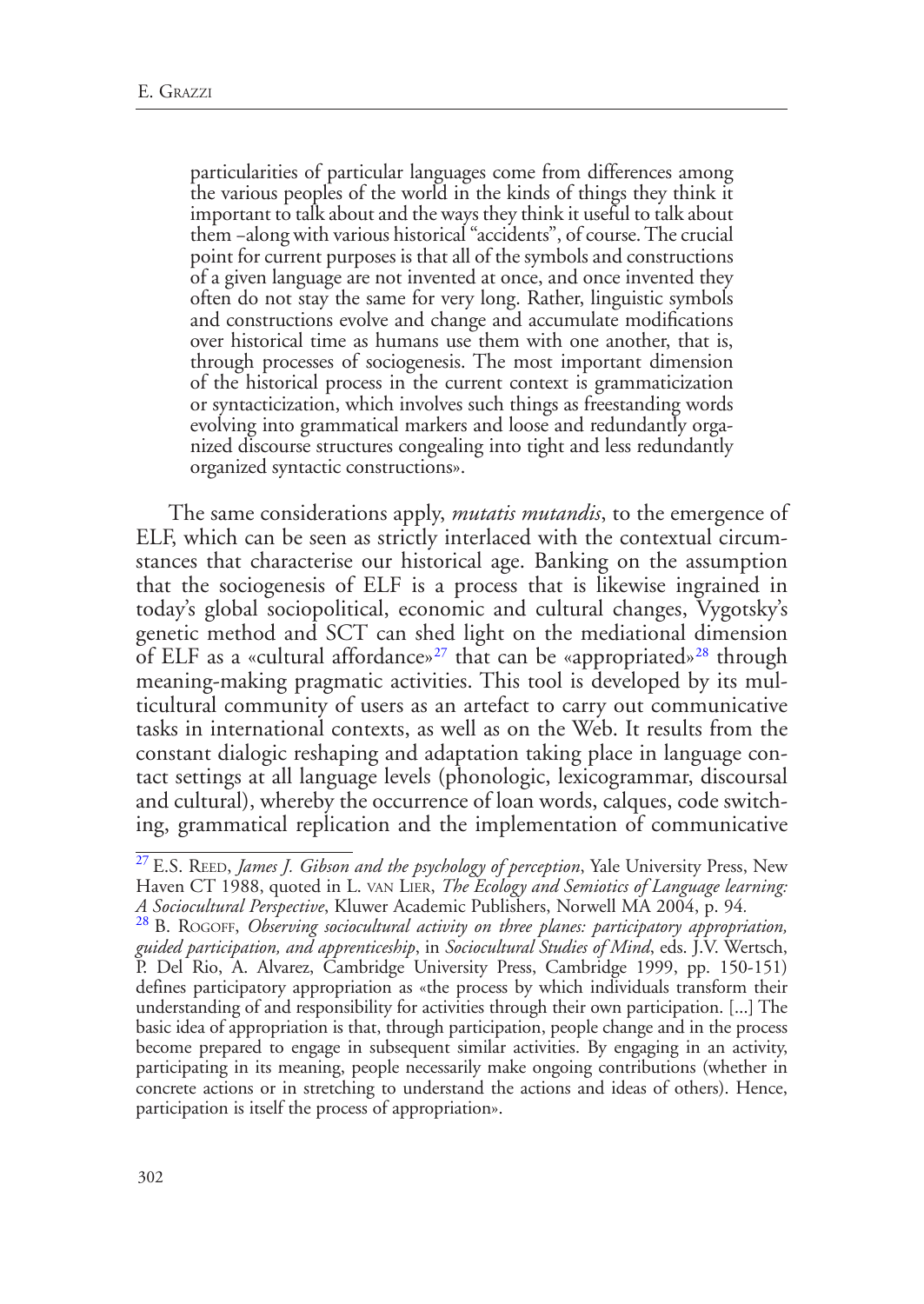> particularities of particular languages come from differences among the various peoples of the world in the kinds of things they think it important to talk about and the ways they think it useful to talk about them –along with various historical "accidents", of course. The crucial point for current purposes is that all of the symbols and constructions of a given language are not invented at once, and once invented they often do not stay the same for very long. Rather, linguistic symbols and constructions evolve and change and accumulate modifications over historical time as humans use them with one another, that is, through processes of sociogenesis. The most important dimension of the historical process in the current context is grammaticization or syntacticization, which involves such things as freestanding words evolving into grammatical markers and loose and redundantly organized discourse structures congealing into tight and less redundantly organized syntactic constructions».

The same considerations apply, *mutatis mutandis*, to the emergence of ELF, which can be seen as strictly interlaced with the contextual circumstances that characterise our historical age. Banking on the assumption that the sociogenesis of ELF is a process that is likewise ingrained in today's global sociopolitical, economic and cultural changes, Vygotsky's genetic method and SCT can shed light on the mediational dimension of ELF as a «cultural affordance»[27] that can be «appropriated»[28] through meaning-making pragmatic activities. This tool is developed by its multicultural community of users as an artefact to carry out communicative tasks in international contexts, as well as on the Web. It results from the constant dialogic reshaping and adaptation taking place in language contact settings at all language levels (phonologic, lexicogrammar, discoursal and cultural), whereby the occurrence of loan words, calques, code switching, grammatical replication and the implementation of communicative

---

[27] E.S. Reed, *James J. Gibson and the psychology of perception*, Yale University Press, New Haven CT 1988, quoted in L. van Lier, *The Ecology and Semiotics of Language learning: A Sociocultural Perspective*, Kluwer Academic Publishers, Norwell MA 2004, p. 94.

[28] B. Rogoff, *Observing sociocultural activity on three planes: participatory appropriation, guided participation, and apprenticeship*, in *Sociocultural Studies of Mind*, eds. J.V. Wertsch, P. Del Rio, A. Alvarez, Cambridge University Press, Cambridge 1999, pp. 150-151) defines participatory appropriation as «the process by which individuals transform their understanding of and responsibility for activities through their own participation. [...] The basic idea of appropriation is that, through participation, people change and in the process become prepared to engage in subsequent similar activities. By engaging in an activity, participating in its meaning, people necessarily make ongoing contributions (whether in concrete actions or in stretching to understand the actions and ideas of others). Hence, participation is itself the process of appropriation».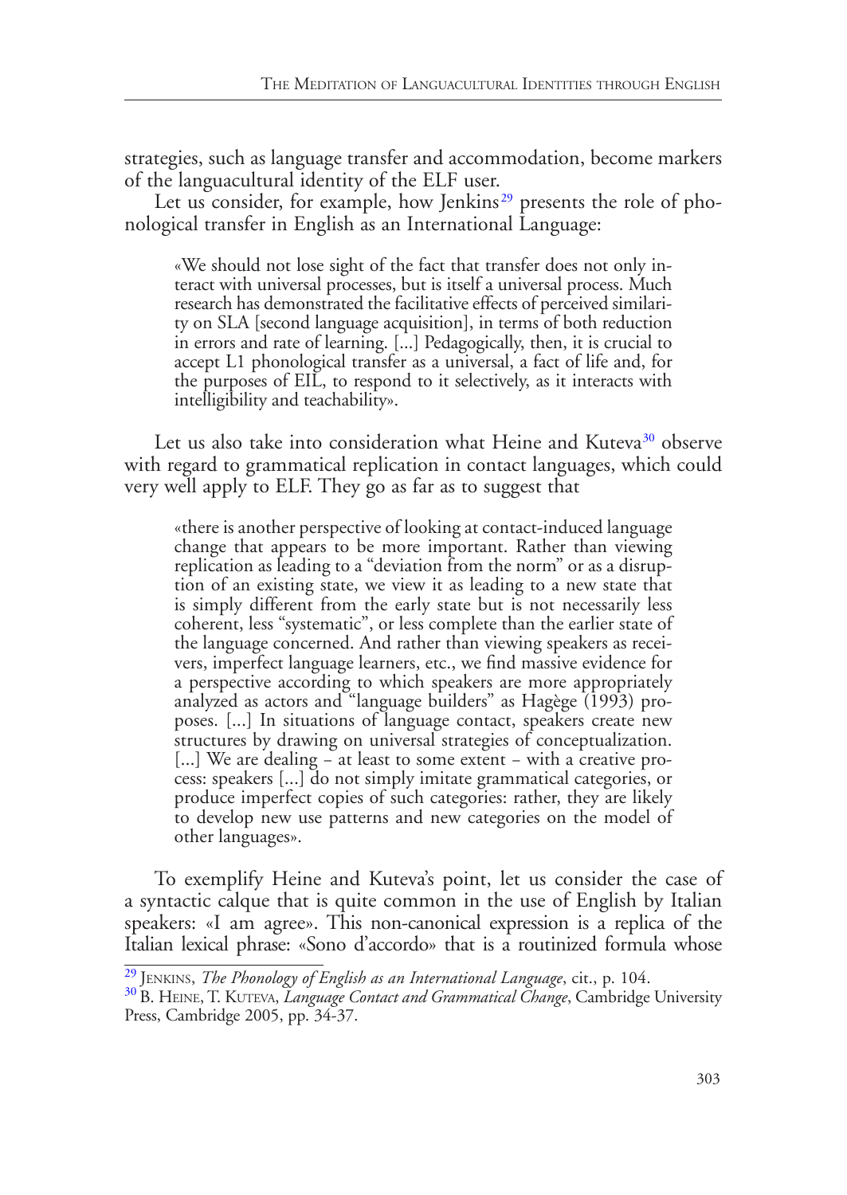strategies, such as language transfer and accommodation, become markers of the languacultural identity of the ELF user.

Let us consider, for example, how Jenkins[29] presents the role of phonological transfer in English as an International Language:

> «We should not lose sight of the fact that transfer does not only interact with universal processes, but is itself a universal process. Much research has demonstrated the facilitative effects of perceived similarity on SLA [second language acquisition], in terms of both reduction in errors and rate of learning. [...] Pedagogically, then, it is crucial to accept L1 phonological transfer as a universal, a fact of life and, for the purposes of EIL, to respond to it selectively, as it interacts with intelligibility and teachability».

Let us also take into consideration what Heine and Kuteva[30] observe with regard to grammatical replication in contact languages, which could very well apply to ELF. They go as far as to suggest that

> «there is another perspective of looking at contact-induced language change that appears to be more important. Rather than viewing replication as leading to a "deviation from the norm" or as a disruption of an existing state, we view it as leading to a new state that is simply different from the early state but is not necessarily less coherent, less "systematic", or less complete than the earlier state of the language concerned. And rather than viewing speakers as receivers, imperfect language learners, etc., we find massive evidence for a perspective according to which speakers are more appropriately analyzed as actors and "language builders" as Hagège (1993) proposes. [...] In situations of language contact, speakers create new structures by drawing on universal strategies of conceptualization. [...] We are dealing – at least to some extent – with a creative process: speakers [...] do not simply imitate grammatical categories, or produce imperfect copies of such categories: rather, they are likely to develop new use patterns and new categories on the model of other languages».

To exemplify Heine and Kuteva's point, let us consider the case of a syntactic calque that is quite common in the use of English by Italian speakers: «I am agree». This non-canonical expression is a replica of the Italian lexical phrase: «Sono d'accordo» that is a routinized formula whose

---

[29] Jenkins, *The Phonology of English as an International Language*, cit., p. 104.

[30] B. Heine, T. Kuteva, *Language Contact and Grammatical Change*, Cambridge University Press, Cambridge 2005, pp. 34-37.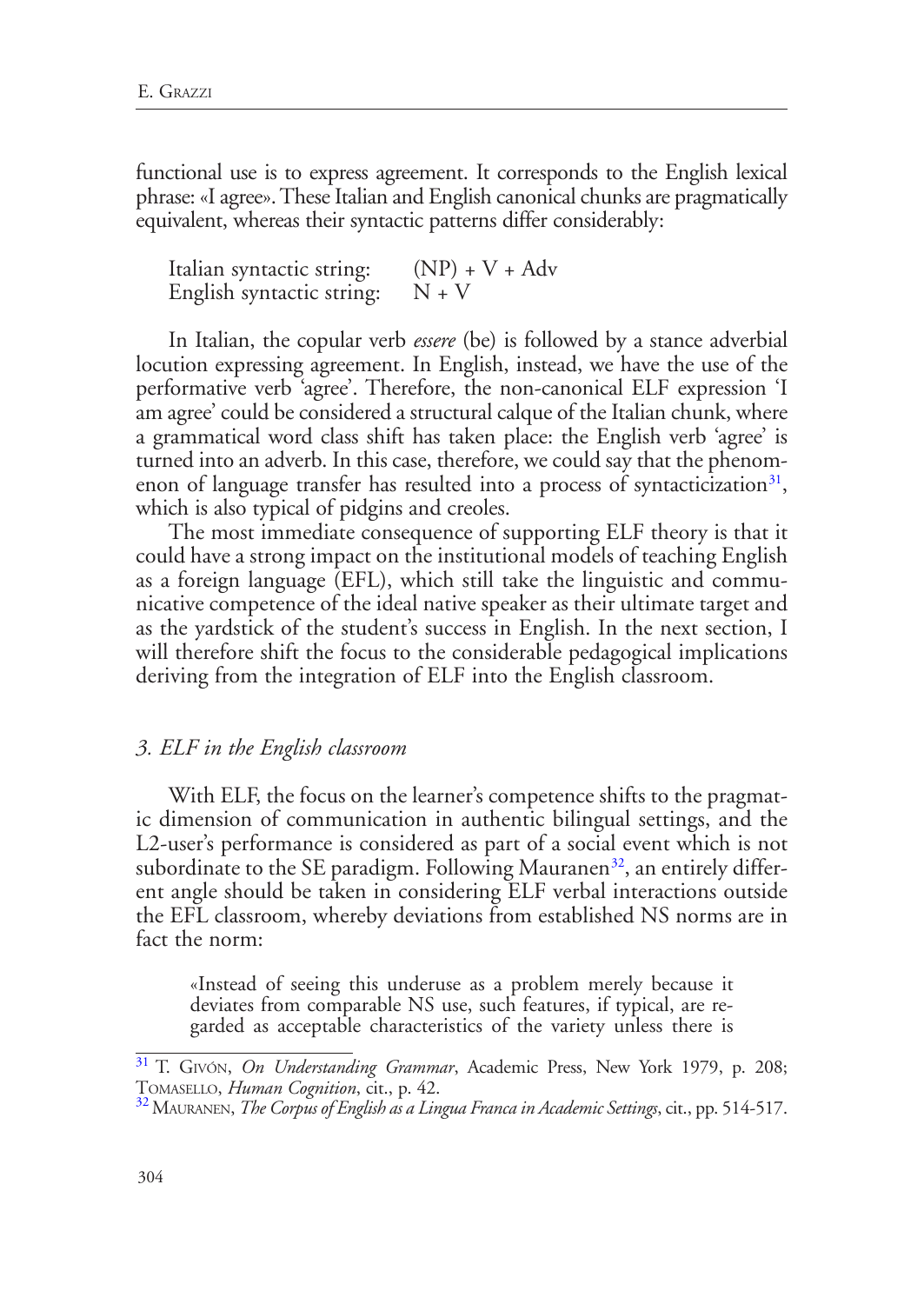functional use is to express agreement. It corresponds to the English lexical phrase: «I agree». These Italian and English canonical chunks are pragmatically equivalent, whereas their syntactic patterns differ considerably:

Italian syntactic string: (NP) + V + Adv
English syntactic string: N + V

In Italian, the copular verb *essere* (be) is followed by a stance adverbial locution expressing agreement. In English, instead, we have the use of the performative verb 'agree'. Therefore, the non-canonical ELF expression 'I am agree' could be considered a structural calque of the Italian chunk, where a grammatical word class shift has taken place: the English verb 'agree' is turned into an adverb. In this case, therefore, we could say that the phenomenon of language transfer has resulted into a process of syntacticization[31], which is also typical of pidgins and creoles.

The most immediate consequence of supporting ELF theory is that it could have a strong impact on the institutional models of teaching English as a foreign language (EFL), which still take the linguistic and communicative competence of the ideal native speaker as their ultimate target and as the yardstick of the student's success in English. In the next section, I will therefore shift the focus to the considerable pedagogical implications deriving from the integration of ELF into the English classroom.

### *3. ELF in the English classroom*

With ELF, the focus on the learner's competence shifts to the pragmatic dimension of communication in authentic bilingual settings, and the L2-user's performance is considered as part of a social event which is not subordinate to the SE paradigm. Following Mauranen[32], an entirely different angle should be taken in considering ELF verbal interactions outside the EFL classroom, whereby deviations from established NS norms are in fact the norm:

> «Instead of seeing this underuse as a problem merely because it deviates from comparable NS use, such features, if typical, are regarded as acceptable characteristics of the variety unless there is

[31] T. Givón, *On Understanding Grammar*, Academic Press, New York 1979, p. 208; Tomasello, *Human Cognition*, cit., p. 42.

[32] Mauranen, *The Corpus of English as a Lingua Franca in Academic Settings*, cit., pp. 514-517.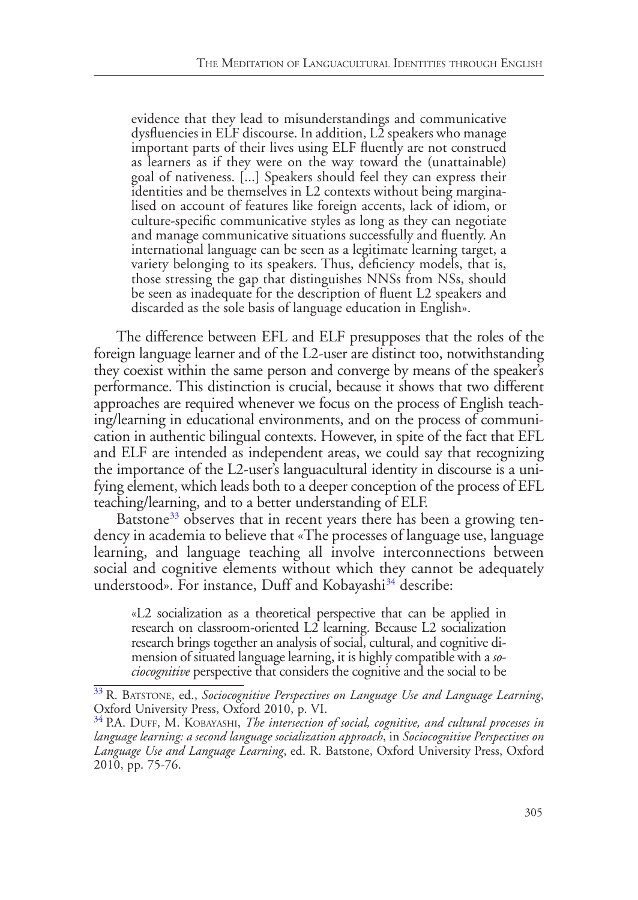evidence that they lead to misunderstandings and communicative dysfluencies in ELF discourse. In addition, L2 speakers who manage important parts of their lives using ELF fluently are not construed as learners as if they were on the way toward the (unattainable) goal of nativeness. [...] Speakers should feel they can express their identities and be themselves in L2 contexts without being marginalised on account of features like foreign accents, lack of idiom, or culture-specific communicative styles as long as they can negotiate and manage communicative situations successfully and fluently. An international language can be seen as a legitimate learning target, a variety belonging to its speakers. Thus, deficiency models, that is, those stressing the gap that distinguishes NNSs from NSs, should be seen as inadequate for the description of fluent L2 speakers and discarded as the sole basis of language education in English».

The difference between EFL and ELF presupposes that the roles of the foreign language learner and of the L2-user are distinct too, notwithstanding they coexist within the same person and converge by means of the speaker's performance. This distinction is crucial, because it shows that two different approaches are required whenever we focus on the process of English teaching/learning in educational environments, and on the process of communication in authentic bilingual contexts. However, in spite of the fact that EFL and ELF are intended as independent areas, we could say that recognizing the importance of the L2-user's languacultural identity in discourse is a unifying element, which leads both to a deeper conception of the process of EFL teaching/learning, and to a better understanding of ELF.

Batstone[33] observes that in recent years there has been a growing tendency in academia to believe that «The processes of language use, language learning, and language teaching all involve interconnections between social and cognitive elements without which they cannot be adequately understood». For instance, Duff and Kobayashi[34] describe:

«L2 socialization as a theoretical perspective that can be applied in research on classroom-oriented L2 learning. Because L2 socialization research brings together an analysis of social, cultural, and cognitive dimension of situated language learning, it is highly compatible with a *sociocognitive* perspective that considers the cognitive and the social to be

[33] R. Batstone, ed., *Sociocognitive Perspectives on Language Use and Language Learning*, Oxford University Press, Oxford 2010, p. VI.

[34] P.A. Duff, M. Kobayashi, *The intersection of social, cognitive, and cultural processes in language learning: a second language socialization approach*, in *Sociocognitive Perspectives on Language Use and Language Learning*, ed. R. Batstone, Oxford University Press, Oxford 2010, pp. 75-76.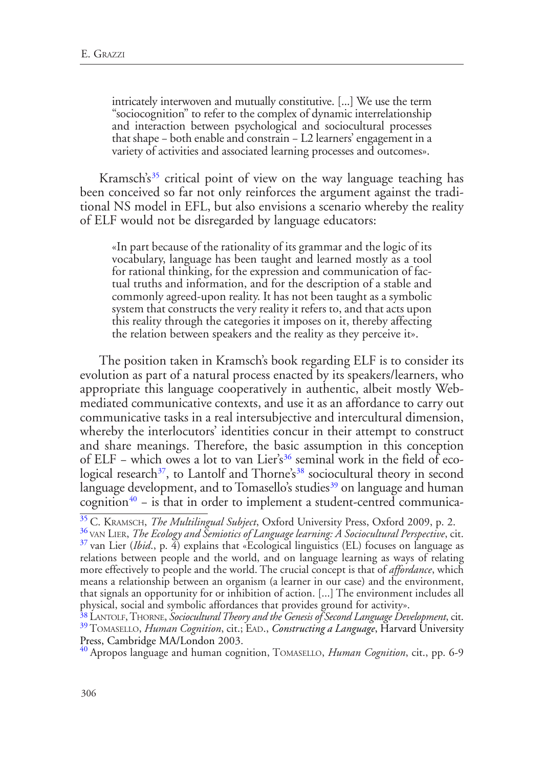> intricately interwoven and mutually constitutive. [...] We use the term "sociocognition" to refer to the complex of dynamic interrelationship and interaction between psychological and sociocultural processes that shape – both enable and constrain – L2 learners' engagement in a variety of activities and associated learning processes and outcomes».

Kramsch's[35] critical point of view on the way language teaching has been conceived so far not only reinforces the argument against the traditional NS model in EFL, but also envisions a scenario whereby the reality of ELF would not be disregarded by language educators:

> «In part because of the rationality of its grammar and the logic of its vocabulary, language has been taught and learned mostly as a tool for rational thinking, for the expression and communication of factual truths and information, and for the description of a stable and commonly agreed-upon reality. It has not been taught as a symbolic system that constructs the very reality it refers to, and that acts upon this reality through the categories it imposes on it, thereby affecting the relation between speakers and the reality as they perceive it».

The position taken in Kramsch's book regarding ELF is to consider its evolution as part of a natural process enacted by its speakers/learners, who appropriate this language cooperatively in authentic, albeit mostly Web-mediated communicative contexts, and use it as an affordance to carry out communicative tasks in a real intersubjective and intercultural dimension, whereby the interlocutors' identities concur in their attempt to construct and share meanings. Therefore, the basic assumption in this conception of ELF – which owes a lot to van Lier's[36] seminal work in the field of ecological research[37], to Lantolf and Thorne's[38] sociocultural theory in second language development, and to Tomasello's studies[39] on language and human cognition[40] – is that in order to implement a student-centred communica-

---

[35] C. Kramsch, *The Multilingual Subject*, Oxford University Press, Oxford 2009, p. 2.

[36] van Lier, *The Ecology and Semiotics of Language learning: A Sociocultural Perspective*, cit.

[37] van Lier (*Ibid*., p. 4) explains that «Ecological linguistics (EL) focuses on language as relations between people and the world, and on language learning as ways of relating more effectively to people and the world. The crucial concept is that of *affordance*, which means a relationship between an organism (a learner in our case) and the environment, that signals an opportunity for or inhibition of action. [...] The environment includes all physical, social and symbolic affordances that provides ground for activity».

[38] Lantolf, Thorne, *Sociocultural Theory and the Genesis of Second Language Development*, cit.

[39] Tomasello, *Human Cognition*, cit.; Ead., *Constructing a Language*, Harvard University Press, Cambridge MA/London 2003.

[40] Apropos language and human cognition, Tomasello, *Human Cognition*, cit., pp. 6-9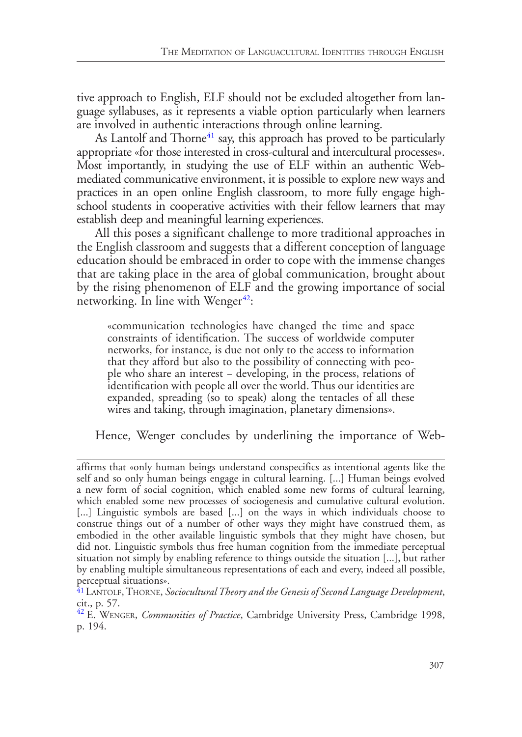tive approach to English, ELF should not be excluded altogether from language syllabuses, as it represents a viable option particularly when learners are involved in authentic interactions through online learning.

As Lantolf and Thorne[41] say, this approach has proved to be particularly appropriate «for those interested in cross-cultural and intercultural processes». Most importantly, in studying the use of ELF within an authentic Web-mediated communicative environment, it is possible to explore new ways and practices in an open online English classroom, to more fully engage high-school students in cooperative activities with their fellow learners that may establish deep and meaningful learning experiences.

All this poses a significant challenge to more traditional approaches in the English classroom and suggests that a different conception of language education should be embraced in order to cope with the immense changes that are taking place in the area of global communication, brought about by the rising phenomenon of ELF and the growing importance of social networking. In line with Wenger[42]:

> «communication technologies have changed the time and space constraints of identification. The success of worldwide computer networks, for instance, is due not only to the access to information that they afford but also to the possibility of connecting with people who share an interest – developing, in the process, relations of identification with people all over the world. Thus our identities are expanded, spreading (so to speak) along the tentacles of all these wires and taking, through imagination, planetary dimensions».

Hence, Wenger concludes by underlining the importance of Web-

---

affirms that «only human beings understand conspecifics as intentional agents like the self and so only human beings engage in cultural learning. [...] Human beings evolved a new form of social cognition, which enabled some new forms of cultural learning, which enabled some new processes of sociogenesis and cumulative cultural evolution. [...] Linguistic symbols are based [...] on the ways in which individuals choose to construe things out of a number of other ways they might have construed them, as embodied in the other available linguistic symbols that they might have chosen, but did not. Linguistic symbols thus free human cognition from the immediate perceptual situation not simply by enabling reference to things outside the situation [...], but rather by enabling multiple simultaneous representations of each and every, indeed all possible, perceptual situations».

[41] Lantolf, Thorne, *Sociocultural Theory and the Genesis of Second Language Development*, cit., p. 57.

[42] E. Wenger, *Communities of Practice*, Cambridge University Press, Cambridge 1998, p. 194.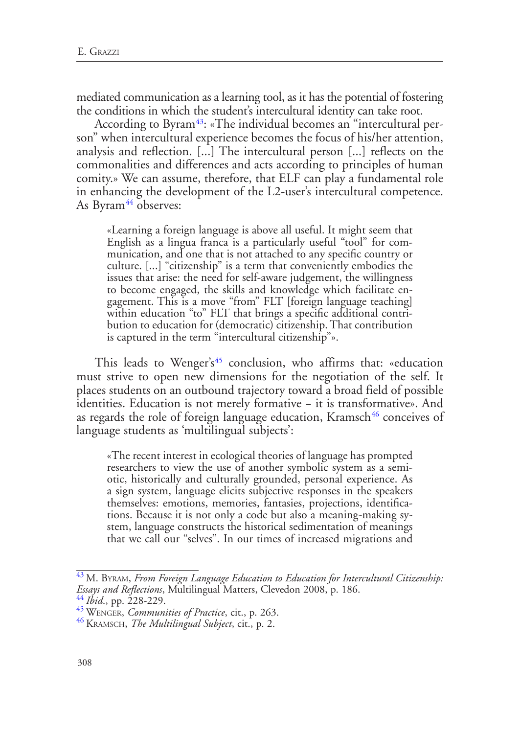mediated communication as a learning tool, as it has the potential of fostering the conditions in which the student's intercultural identity can take root.

According to Byram[43]: «The individual becomes an "intercultural person" when intercultural experience becomes the focus of his/her attention, analysis and reflection. [...] The intercultural person [...] reflects on the commonalities and differences and acts according to principles of human comity.» We can assume, therefore, that ELF can play a fundamental role in enhancing the development of the L2-user's intercultural competence. As Byram[44] observes:

> «Learning a foreign language is above all useful. It might seem that English as a lingua franca is a particularly useful "tool" for communication, and one that is not attached to any specific country or culture. [...] "citizenship" is a term that conveniently embodies the issues that arise: the need for self-aware judgement, the willingness to become engaged, the skills and knowledge which facilitate engagement. This is a move "from" FLT [foreign language teaching] within education "to" FLT that brings a specific additional contribution to education for (democratic) citizenship. That contribution is captured in the term "intercultural citizenship"».

This leads to Wenger's[45] conclusion, who affirms that: «education must strive to open new dimensions for the negotiation of the self. It places students on an outbound trajectory toward a broad field of possible identities. Education is not merely formative – it is transformative». And as regards the role of foreign language education, Kramsch[46] conceives of language students as 'multilingual subjects':

> «The recent interest in ecological theories of language has prompted researchers to view the use of another symbolic system as a semiotic, historically and culturally grounded, personal experience. As a sign system, language elicits subjective responses in the speakers themselves: emotions, memories, fantasies, projections, identifications. Because it is not only a code but also a meaning-making system, language constructs the historical sedimentation of meanings that we call our "selves". In our times of increased migrations and

---

[43] M. Byram, *From Foreign Language Education to Education for Intercultural Citizenship: Essays and Reflections*, Multilingual Matters, Clevedon 2008, p. 186.

[44] *Ibid*., pp. 228-229.

[45] Wenger, *Communities of Practice*, cit., p. 263.

[46] Kramsch, *The Multilingual Subject*, cit., p. 2.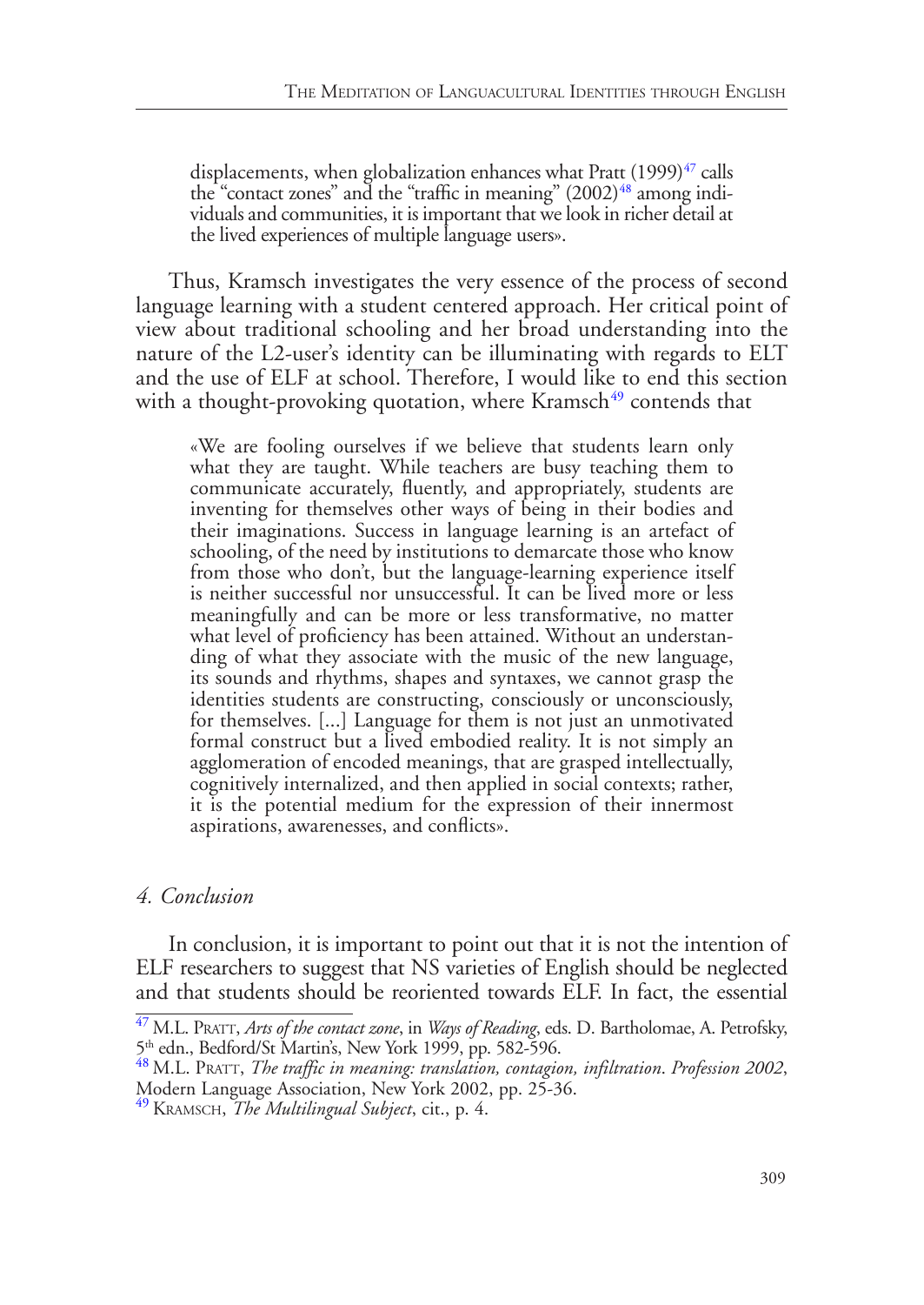> displacements, when globalization enhances what Pratt (1999)[47] calls the "contact zones" and the "traffic in meaning" (2002)[48] among individuals and communities, it is important that we look in richer detail at the lived experiences of multiple language users».

Thus, Kramsch investigates the very essence of the process of second language learning with a student centered approach. Her critical point of view about traditional schooling and her broad understanding into the nature of the L2-user's identity can be illuminating with regards to ELT and the use of ELF at school. Therefore, I would like to end this section with a thought-provoking quotation, where Kramsch[49] contends that

> «We are fooling ourselves if we believe that students learn only what they are taught. While teachers are busy teaching them to communicate accurately, fluently, and appropriately, students are inventing for themselves other ways of being in their bodies and their imaginations. Success in language learning is an artefact of schooling, of the need by institutions to demarcate those who know from those who don't, but the language-learning experience itself is neither successful nor unsuccessful. It can be lived more or less meaningfully and can be more or less transformative, no matter what level of proficiency has been attained. Without an understanding of what they associate with the music of the new language, its sounds and rhythms, shapes and syntaxes, we cannot grasp the identities students are constructing, consciously or unconsciously, for themselves. [...] Language for them is not just an unmotivated formal construct but a lived embodied reality. It is not simply an agglomeration of encoded meanings, that are grasped intellectually, cognitively internalized, and then applied in social contexts; rather, it is the potential medium for the expression of their innermost aspirations, awarenesses, and conflicts».

## *4. Conclusion*

In conclusion, it is important to point out that it is not the intention of ELF researchers to suggest that NS varieties of English should be neglected and that students should be reoriented towards ELF. In fact, the essential

---

[47] M.L. Pratt, *Arts of the contact zone*, in *Ways of Reading*, eds. D. Bartholomae, A. Petrofsky, 5th edn., Bedford/St Martin's, New York 1999, pp. 582-596.

[48] M.L. Pratt, *The traffic in meaning: translation, contagion, infiltration*. *Profession 2002*, Modern Language Association, New York 2002, pp. 25-36.

[49] Kramsch, *The Multilingual Subject*, cit., p. 4.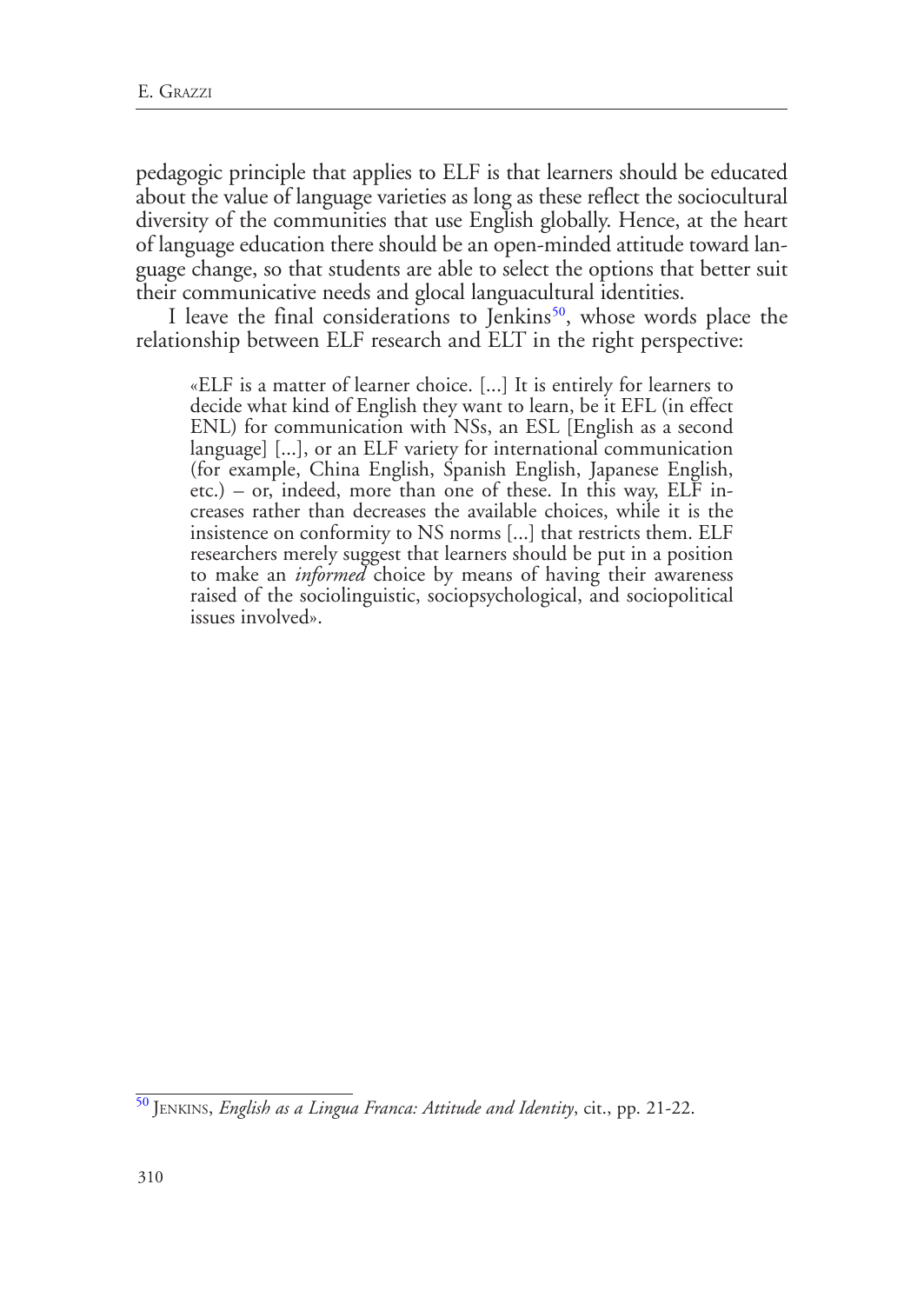pedagogic principle that applies to ELF is that learners should be educated about the value of language varieties as long as these reflect the sociocultural diversity of the communities that use English globally. Hence, at the heart of language education there should be an open-minded attitude toward language change, so that students are able to select the options that better suit their communicative needs and glocal languacultural identities.

I leave the final considerations to Jenkins[50], whose words place the relationship between ELF research and ELT in the right perspective:

> «ELF is a matter of learner choice. [...] It is entirely for learners to decide what kind of English they want to learn, be it EFL (in effect ENL) for communication with NSs, an ESL [English as a second language] [...], or an ELF variety for international communication (for example, China English, Spanish English, Japanese English, etc.) – or, indeed, more than one of these. In this way, ELF increases rather than decreases the available choices, while it is the insistence on conformity to NS norms [...] that restricts them. ELF researchers merely suggest that learners should be put in a position to make an *informed* choice by means of having their awareness raised of the sociolinguistic, sociopsychological, and sociopolitical issues involved».

[50] Jenkins, *English as a Lingua Franca: Attitude and Identity*, cit., pp. 21-22.